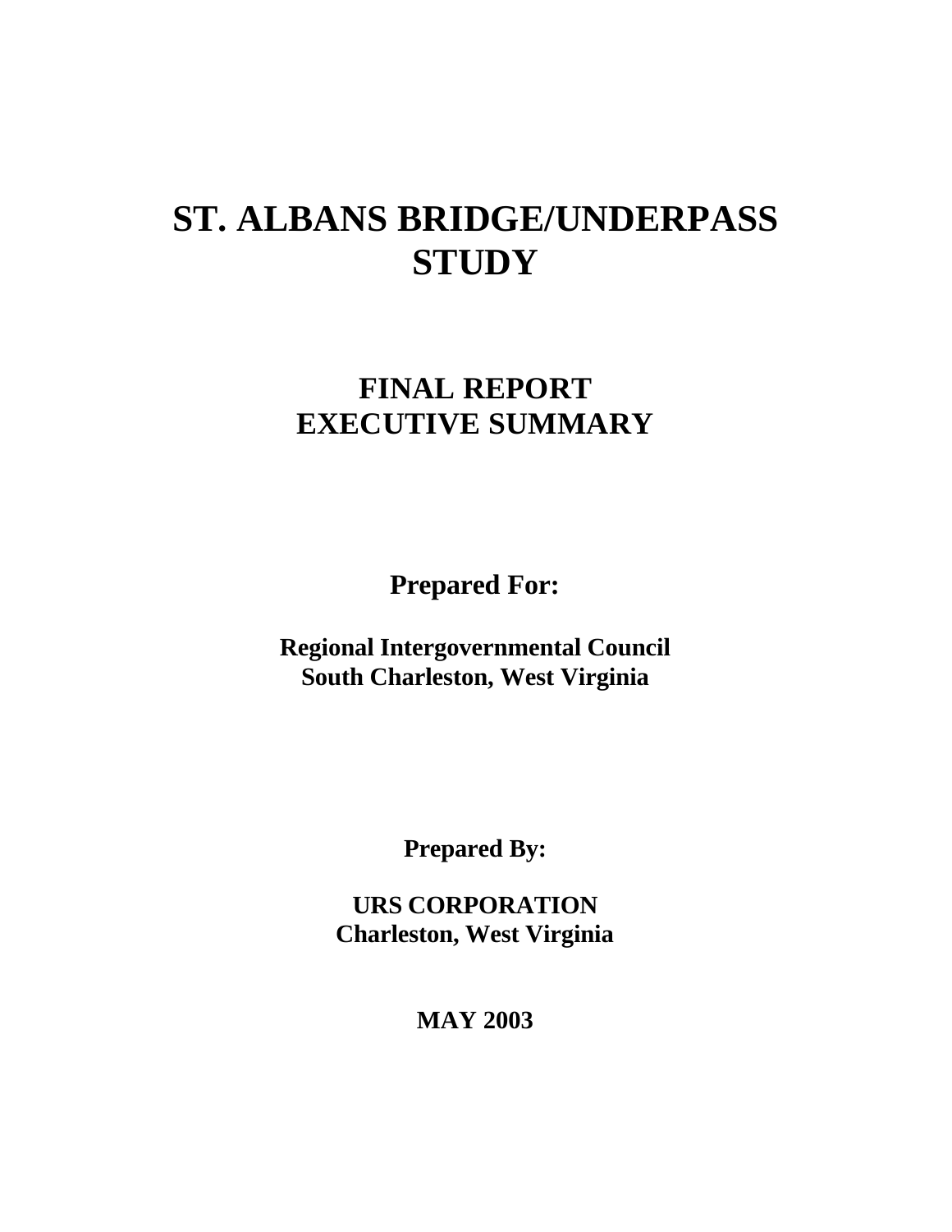# ST. ALBANS BRIDGE/UNDERPASS STUDY

## FINAL REPORT
## EXECUTIVE SUMMARY

**Prepared For:**

**Regional Intergovernmental Council**
**South Charleston, West Virginia**

**Prepared By:**

**URS CORPORATION**
**Charleston, West Virginia**

**MAY 2003**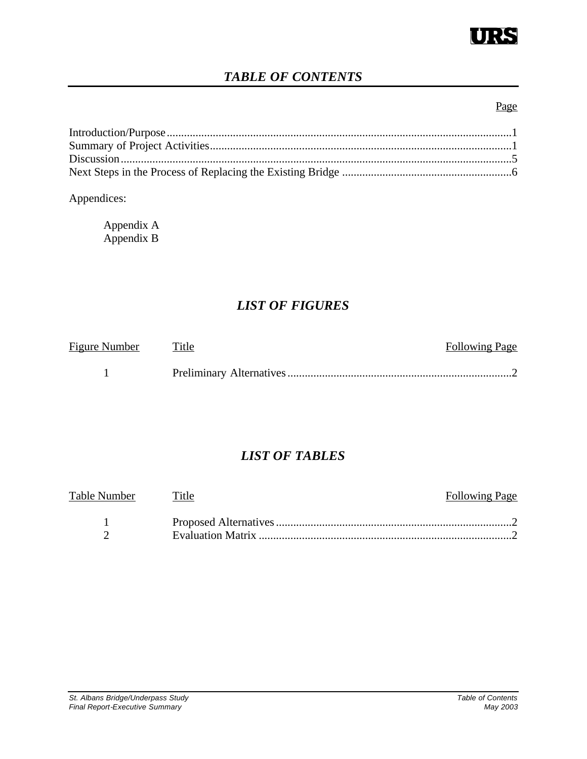# *TABLE OF CONTENTS*

| | Page |
|---|---|
| Introduction/Purpose | 1 |
| Summary of Project Activities | 1 |
| Discussion | 5 |
| Next Steps in the Process of Replacing the Existing Bridge | 6 |

Appendices:

Appendix A
Appendix B

## *LIST OF FIGURES*

| Figure Number | Title | Following Page |
|---|---|---|
| 1 | Preliminary Alternatives | 2 |

## *LIST OF TABLES*

| Table Number | Title | Following Page |
|---|---|---|
| 1 | Proposed Alternatives | 2 |
| 2 | Evaluation Matrix | 2 |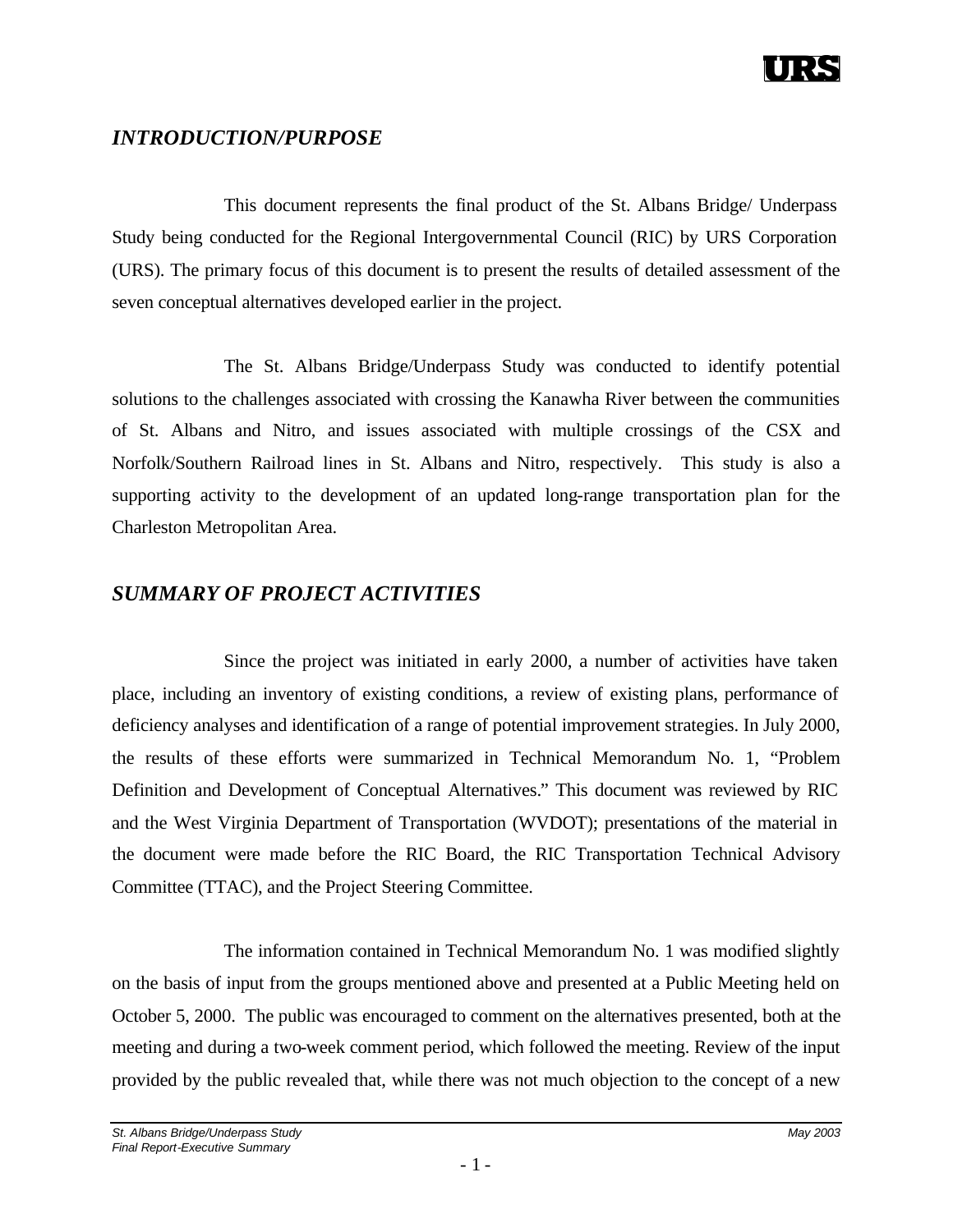## *INTRODUCTION/PURPOSE*

This document represents the final product of the St. Albans Bridge/ Underpass Study being conducted for the Regional Intergovernmental Council (RIC) by URS Corporation (URS). The primary focus of this document is to present the results of detailed assessment of the seven conceptual alternatives developed earlier in the project.

The St. Albans Bridge/Underpass Study was conducted to identify potential solutions to the challenges associated with crossing the Kanawha River between the communities of St. Albans and Nitro, and issues associated with multiple crossings of the CSX and Norfolk/Southern Railroad lines in St. Albans and Nitro, respectively. This study is also a supporting activity to the development of an updated long-range transportation plan for the Charleston Metropolitan Area.

## *SUMMARY OF PROJECT ACTIVITIES*

Since the project was initiated in early 2000, a number of activities have taken place, including an inventory of existing conditions, a review of existing plans, performance of deficiency analyses and identification of a range of potential improvement strategies. In July 2000, the results of these efforts were summarized in Technical Memorandum No. 1, "Problem Definition and Development of Conceptual Alternatives." This document was reviewed by RIC and the West Virginia Department of Transportation (WVDOT); presentations of the material in the document were made before the RIC Board, the RIC Transportation Technical Advisory Committee (TTAC), and the Project Steering Committee.

The information contained in Technical Memorandum No. 1 was modified slightly on the basis of input from the groups mentioned above and presented at a Public Meeting held on October 5, 2000. The public was encouraged to comment on the alternatives presented, both at the meeting and during a two-week comment period, which followed the meeting. Review of the input provided by the public revealed that, while there was not much objection to the concept of a new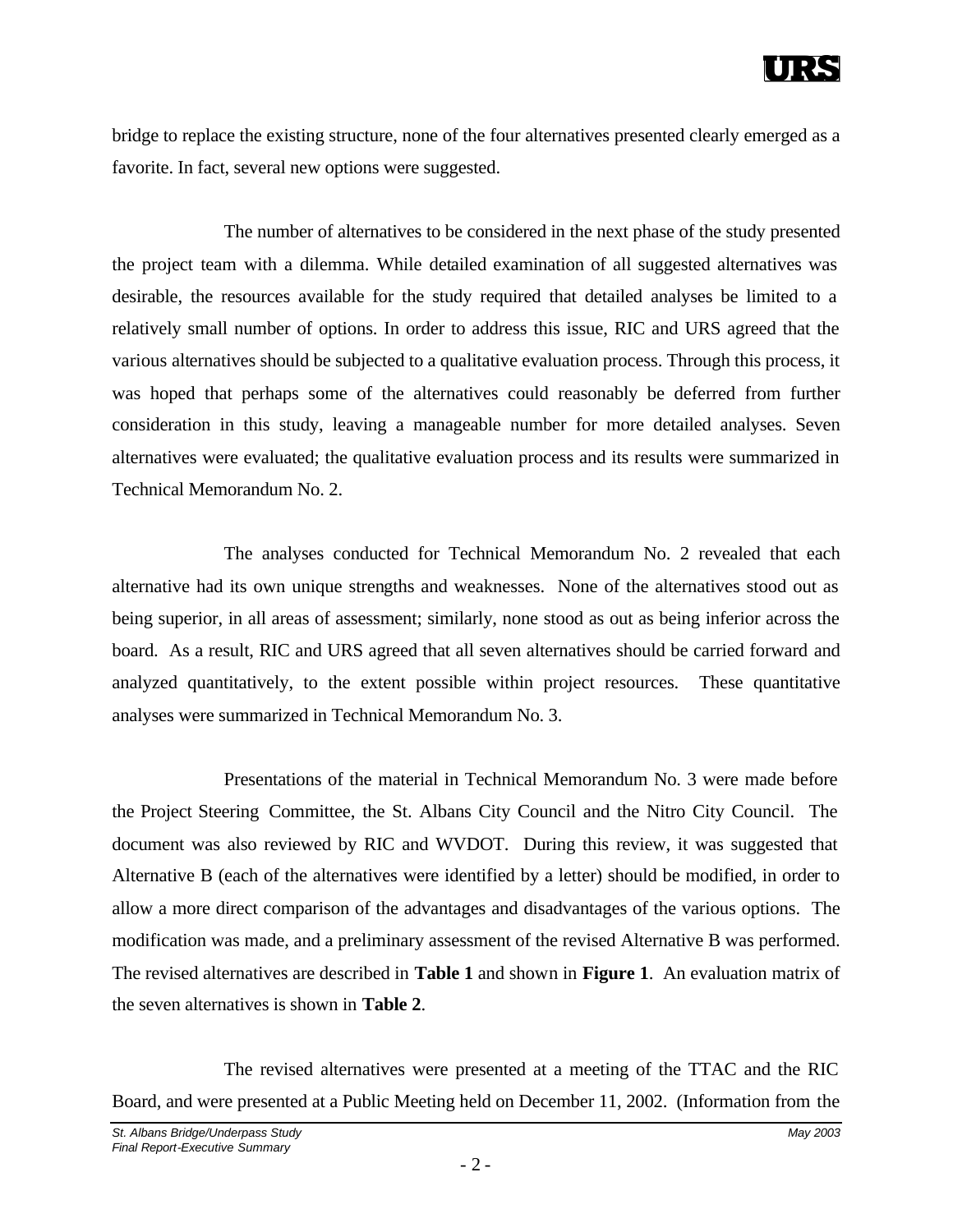bridge to replace the existing structure, none of the four alternatives presented clearly emerged as a favorite. In fact, several new options were suggested.

The number of alternatives to be considered in the next phase of the study presented the project team with a dilemma. While detailed examination of all suggested alternatives was desirable, the resources available for the study required that detailed analyses be limited to a relatively small number of options. In order to address this issue, RIC and URS agreed that the various alternatives should be subjected to a qualitative evaluation process. Through this process, it was hoped that perhaps some of the alternatives could reasonably be deferred from further consideration in this study, leaving a manageable number for more detailed analyses. Seven alternatives were evaluated; the qualitative evaluation process and its results were summarized in Technical Memorandum No. 2.

The analyses conducted for Technical Memorandum No. 2 revealed that each alternative had its own unique strengths and weaknesses. None of the alternatives stood out as being superior, in all areas of assessment; similarly, none stood as out as being inferior across the board. As a result, RIC and URS agreed that all seven alternatives should be carried forward and analyzed quantitatively, to the extent possible within project resources. These quantitative analyses were summarized in Technical Memorandum No. 3.

Presentations of the material in Technical Memorandum No. 3 were made before the Project Steering Committee, the St. Albans City Council and the Nitro City Council. The document was also reviewed by RIC and WVDOT. During this review, it was suggested that Alternative B (each of the alternatives were identified by a letter) should be modified, in order to allow a more direct comparison of the advantages and disadvantages of the various options. The modification was made, and a preliminary assessment of the revised Alternative B was performed. The revised alternatives are described in **Table 1** and shown in **Figure 1**. An evaluation matrix of the seven alternatives is shown in **Table 2**.

The revised alternatives were presented at a meeting of the TTAC and the RIC Board, and were presented at a Public Meeting held on December 11, 2002. (Information from the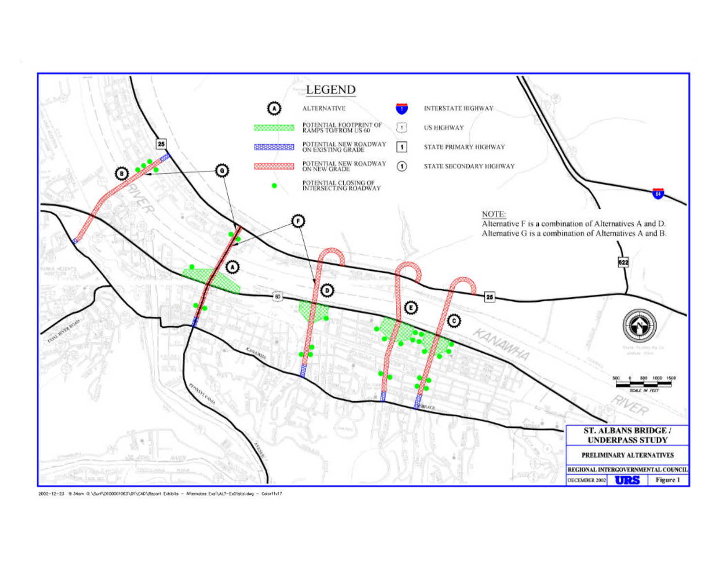# LEGEND

| Symbol | Meaning |
|---|---|
| (A) | ALTERNATIVE |
| Green hatch | POTENTIAL FOOTPRINT OF RAMPS TO/FROM US 60 |
| Blue hatch | POTENTIAL NEW ROADWAY ON EXISTING GRADE |
| Red hatch | POTENTIAL NEW ROADWAY ON NEW GRADE |
| Green dot | POTENTIAL CLOSING OF INTERSECTING ROADWAY |
| Interstate shield | INTERSTATE HIGHWAY |
| US shield | US HIGHWAY |
| Square | STATE PRIMARY HIGHWAY |
| Circle | STATE SECONDARY HIGHWAY |

NOTE:
Alternative F is a combination of Alternatives A and D.
Alternative G is a combination of Alternatives A and B.

**ST. ALBANS BRIDGE / UNDERPASS STUDY**

**PRELIMINARY ALTERNATIVES**

**REGIONAL INTERGOVERNMENTAL COUNCIL**

DECEMBER 2002 | URS | **Figure 1**

2002-12-23 9:34am O:\Surf\0100001063\01\CAD\Report Exhibits - Alternates Eval\ALT-Ex01stal.dwg - Color11x17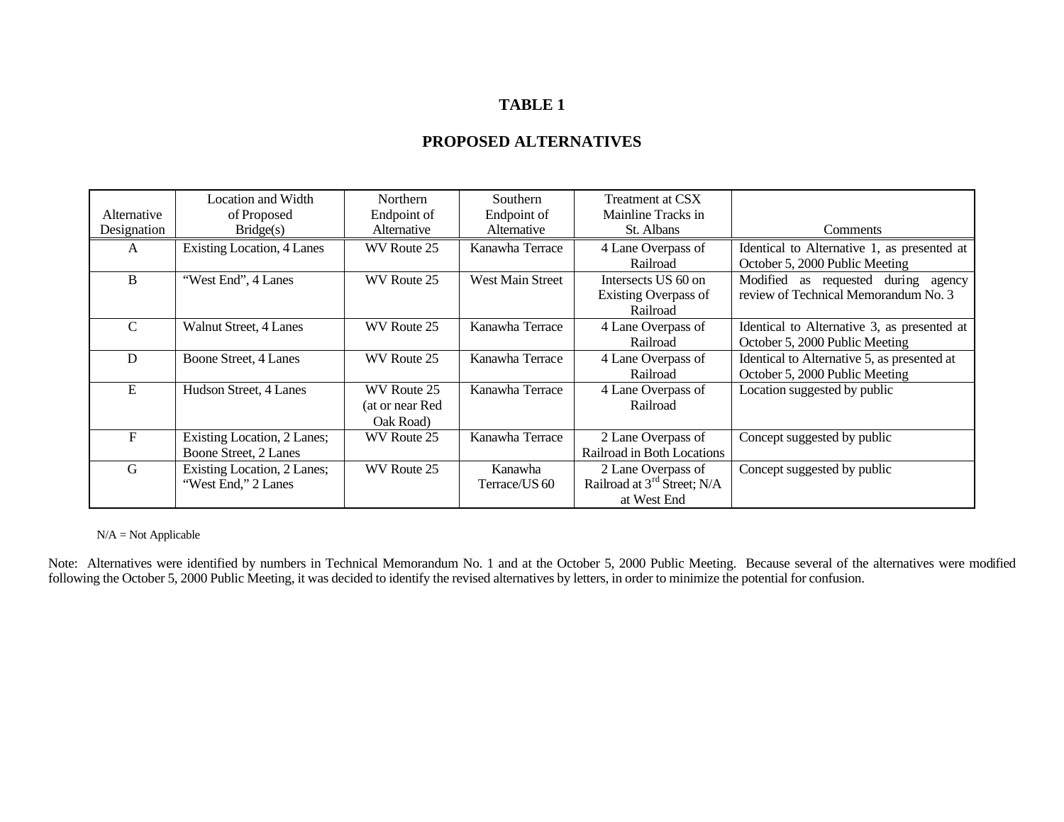# TABLE 1

## PROPOSED ALTERNATIVES

| Alternative Designation | Location and Width of Proposed Bridge(s) | Northern Endpoint of Alternative | Southern Endpoint of Alternative | Treatment at CSX Mainline Tracks in St. Albans | Comments |
|---|---|---|---|---|---|
| A | Existing Location, 4 Lanes | WV Route 25 | Kanawha Terrace | 4 Lane Overpass of Railroad | Identical to Alternative 1, as presented at October 5, 2000 Public Meeting |
| B | "West End", 4 Lanes | WV Route 25 | West Main Street | Intersects US 60 on Existing Overpass of Railroad | Modified as requested during agency review of Technical Memorandum No. 3 |
| C | Walnut Street, 4 Lanes | WV Route 25 | Kanawha Terrace | 4 Lane Overpass of Railroad | Identical to Alternative 3, as presented at October 5, 2000 Public Meeting |
| D | Boone Street, 4 Lanes | WV Route 25 | Kanawha Terrace | 4 Lane Overpass of Railroad | Identical to Alternative 5, as presented at October 5, 2000 Public Meeting |
| E | Hudson Street, 4 Lanes | WV Route 25 (at or near Red Oak Road) | Kanawha Terrace | 4 Lane Overpass of Railroad | Location suggested by public |
| F | Existing Location, 2 Lanes; Boone Street, 2 Lanes | WV Route 25 | Kanawha Terrace | 2 Lane Overpass of Railroad in Both Locations | Concept suggested by public |
| G | Existing Location, 2 Lanes; "West End," 2 Lanes | WV Route 25 | Kanawha Terrace/US 60 | 2 Lane Overpass of Railroad at 3rd Street; N/A at West End | Concept suggested by public |

N/A = Not Applicable

Note: Alternatives were identified by numbers in Technical Memorandum No. 1 and at the October 5, 2000 Public Meeting. Because several of the alternatives were modified following the October 5, 2000 Public Meeting, it was decided to identify the revised alternatives by letters, in order to minimize the potential for confusion.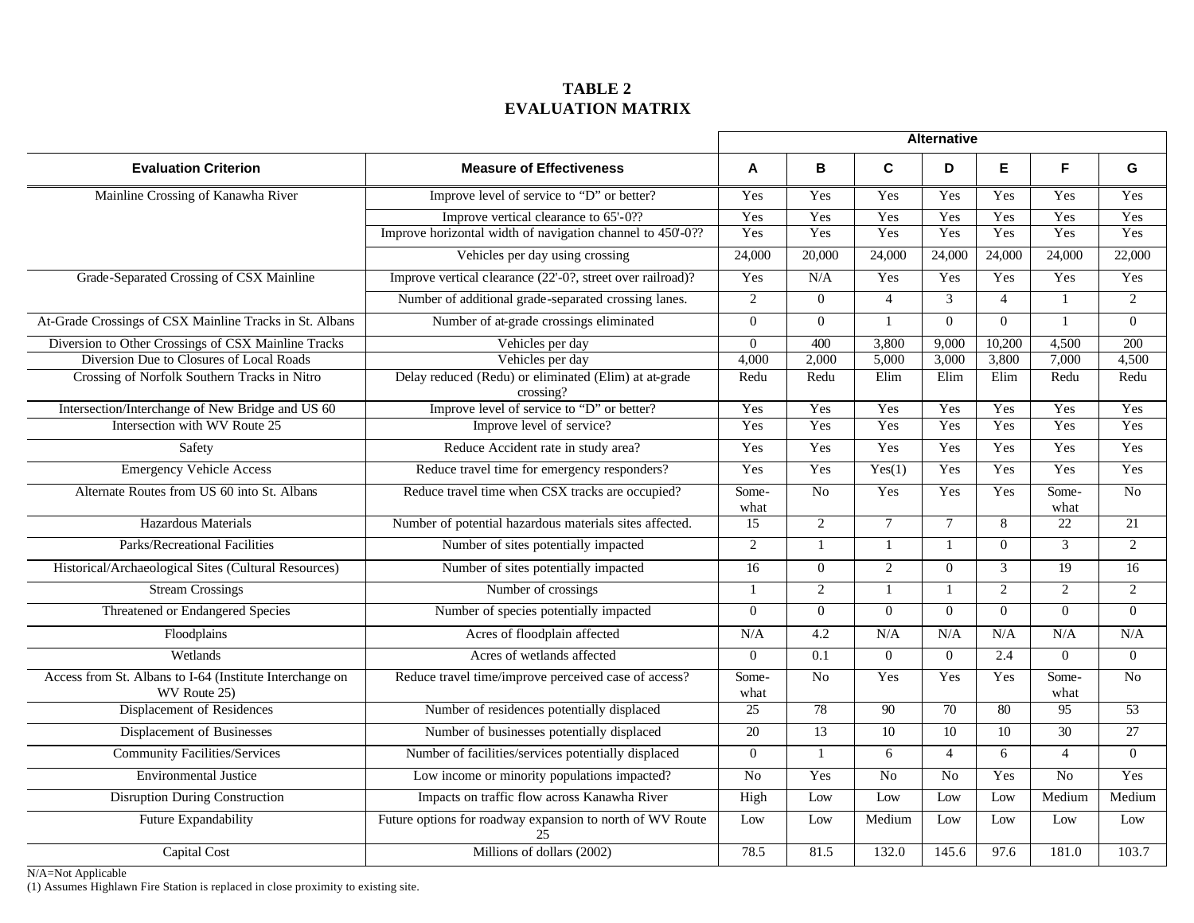**TABLE 2**
**EVALUATION MATRIX**

| Evaluation Criterion | Measure of Effectiveness | Alternative | | | | | | |
|---|---|---|---|---|---|---|---|---|
| | | A | B | C | D | E | F | G |
| Mainline Crossing of Kanawha River | Improve level of service to “D” or better? | Yes | Yes | Yes | Yes | Yes | Yes | Yes |
| | Improve vertical clearance to 65'-0?? | Yes | Yes | Yes | Yes | Yes | Yes | Yes |
| | Improve horizontal width of navigation channel to 450'-0?? | Yes | Yes | Yes | Yes | Yes | Yes | Yes |
| | Vehicles per day using crossing | 24,000 | 20,000 | 24,000 | 24,000 | 24,000 | 24,000 | 22,000 |
| Grade-Separated Crossing of CSX Mainline | Improve vertical clearance (22'-0?, street over railroad)? | Yes | N/A | Yes | Yes | Yes | Yes | Yes |
| | Number of additional grade-separated crossing lanes. | 2 | 0 | 4 | 3 | 4 | 1 | 2 |
| At-Grade Crossings of CSX Mainline Tracks in St. Albans | Number of at-grade crossings eliminated | 0 | 0 | 1 | 0 | 0 | 1 | 0 |
| Diversion to Other Crossings of CSX Mainline Tracks | Vehicles per day | 0 | 400 | 3,800 | 9,000 | 10,200 | 4,500 | 200 |
| Diversion Due to Closures of Local Roads | Vehicles per day | 4,000 | 2,000 | 5,000 | 3,000 | 3,800 | 7,000 | 4,500 |
| Crossing of Norfolk Southern Tracks in Nitro | Delay reduced (Redu) or eliminated (Elim) at at-grade crossing? | Redu | Redu | Elim | Elim | Elim | Redu | Redu |
| Intersection/Interchange of New Bridge and US 60 | Improve level of service to “D” or better? | Yes | Yes | Yes | Yes | Yes | Yes | Yes |
| Intersection with WV Route 25 | Improve level of service? | Yes | Yes | Yes | Yes | Yes | Yes | Yes |
| Safety | Reduce Accident rate in study area? | Yes | Yes | Yes | Yes | Yes | Yes | Yes |
| Emergency Vehicle Access | Reduce travel time for emergency responders? | Yes | Yes | Yes(1) | Yes | Yes | Yes | Yes |
| Alternate Routes from US 60 into St. Albans | Reduce travel time when CSX tracks are occupied? | Some-what | No | Yes | Yes | Yes | Some-what | No |
| Hazardous Materials | Number of potential hazardous materials sites affected. | 15 | 2 | 7 | 7 | 8 | 22 | 21 |
| Parks/Recreational Facilities | Number of sites potentially impacted | 2 | 1 | 1 | 1 | 0 | 3 | 2 |
| Historical/Archaeological Sites (Cultural Resources) | Number of sites potentially impacted | 16 | 0 | 2 | 0 | 3 | 19 | 16 |
| Stream Crossings | Number of crossings | 1 | 2 | 1 | 1 | 2 | 2 | 2 |
| Threatened or Endangered Species | Number of species potentially impacted | 0 | 0 | 0 | 0 | 0 | 0 | 0 |
| Floodplains | Acres of floodplain affected | N/A | 4.2 | N/A | N/A | N/A | N/A | N/A |
| Wetlands | Acres of wetlands affected | 0 | 0.1 | 0 | 0 | 2.4 | 0 | 0 |
| Access from St. Albans to I-64 (Institute Interchange on WV Route 25) | Reduce travel time/improve perceived case of access? | Some-what | No | Yes | Yes | Yes | Some-what | No |
| Displacement of Residences | Number of residences potentially displaced | 25 | 78 | 90 | 70 | 80 | 95 | 53 |
| Displacement of Businesses | Number of businesses potentially displaced | 20 | 13 | 10 | 10 | 10 | 30 | 27 |
| Community Facilities/Services | Number of facilities/services potentially displaced | 0 | 1 | 6 | 4 | 6 | 4 | 0 |
| Environmental Justice | Low income or minority populations impacted? | No | Yes | No | No | Yes | No | Yes |
| Disruption During Construction | Impacts on traffic flow across Kanawha River | High | Low | Low | Low | Low | Medium | Medium |
| Future Expandability | Future options for roadway expansion to north of WV Route 25 | Low | Low | Medium | Low | Low | Low | Low |
| Capital Cost | Millions of dollars (2002) | 78.5 | 81.5 | 132.0 | 145.6 | 97.6 | 181.0 | 103.7 |

N/A=Not Applicable
(1) Assumes Highlawn Fire Station is replaced in close proximity to existing site.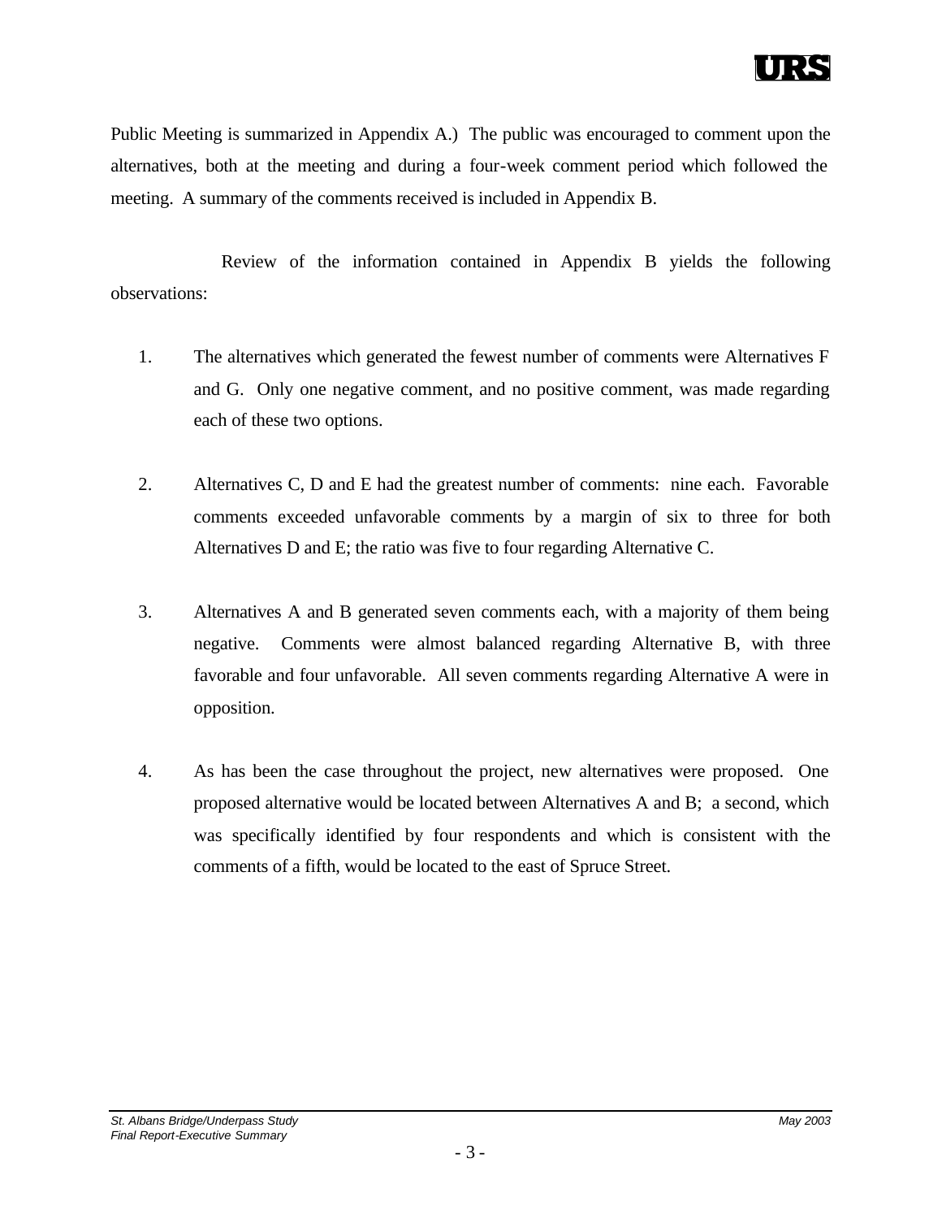Public Meeting is summarized in Appendix A.) The public was encouraged to comment upon the alternatives, both at the meeting and during a four-week comment period which followed the meeting. A summary of the comments received is included in Appendix B.

Review of the information contained in Appendix B yields the following observations:

1. The alternatives which generated the fewest number of comments were Alternatives F and G. Only one negative comment, and no positive comment, was made regarding each of these two options.

2. Alternatives C, D and E had the greatest number of comments: nine each. Favorable comments exceeded unfavorable comments by a margin of six to three for both Alternatives D and E; the ratio was five to four regarding Alternative C.

3. Alternatives A and B generated seven comments each, with a majority of them being negative. Comments were almost balanced regarding Alternative B, with three favorable and four unfavorable. All seven comments regarding Alternative A were in opposition.

4. As has been the case throughout the project, new alternatives were proposed. One proposed alternative would be located between Alternatives A and B; a second, which was specifically identified by four respondents and which is consistent with the comments of a fifth, would be located to the east of Spruce Street.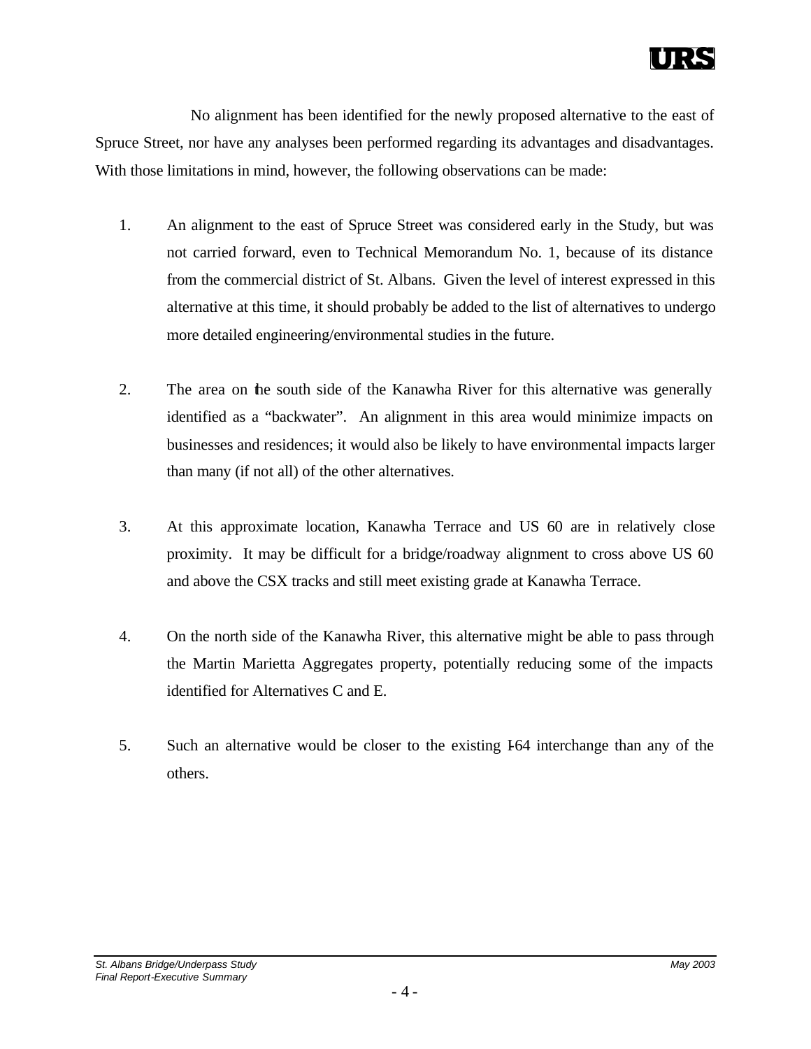No alignment has been identified for the newly proposed alternative to the east of Spruce Street, nor have any analyses been performed regarding its advantages and disadvantages. With those limitations in mind, however, the following observations can be made:

1. An alignment to the east of Spruce Street was considered early in the Study, but was not carried forward, even to Technical Memorandum No. 1, because of its distance from the commercial district of St. Albans. Given the level of interest expressed in this alternative at this time, it should probably be added to the list of alternatives to undergo more detailed engineering/environmental studies in the future.

2. The area on the south side of the Kanawha River for this alternative was generally identified as a "backwater". An alignment in this area would minimize impacts on businesses and residences; it would also be likely to have environmental impacts larger than many (if not all) of the other alternatives.

3. At this approximate location, Kanawha Terrace and US 60 are in relatively close proximity. It may be difficult for a bridge/roadway alignment to cross above US 60 and above the CSX tracks and still meet existing grade at Kanawha Terrace.

4. On the north side of the Kanawha River, this alternative might be able to pass through the Martin Marietta Aggregates property, potentially reducing some of the impacts identified for Alternatives C and E.

5. Such an alternative would be closer to the existing I-64 interchange than any of the others.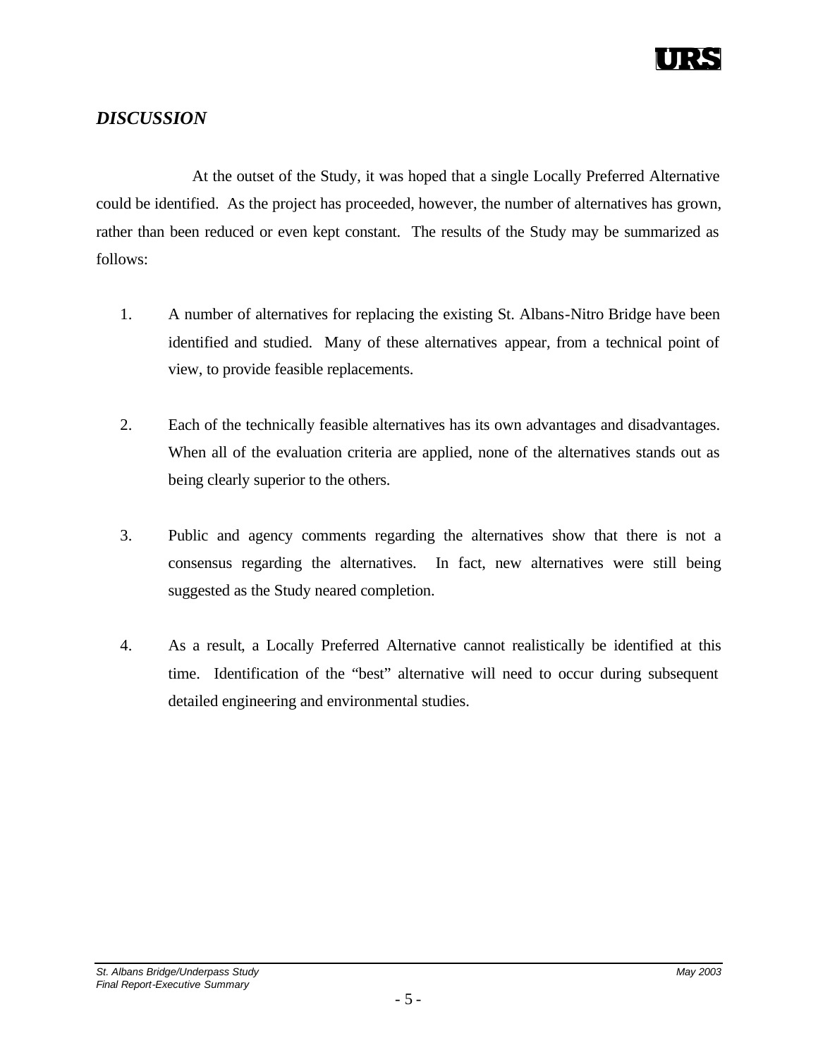## *DISCUSSION*

At the outset of the Study, it was hoped that a single Locally Preferred Alternative could be identified. As the project has proceeded, however, the number of alternatives has grown, rather than been reduced or even kept constant. The results of the Study may be summarized as follows:

1. A number of alternatives for replacing the existing St. Albans-Nitro Bridge have been identified and studied. Many of these alternatives appear, from a technical point of view, to provide feasible replacements.

2. Each of the technically feasible alternatives has its own advantages and disadvantages. When all of the evaluation criteria are applied, none of the alternatives stands out as being clearly superior to the others.

3. Public and agency comments regarding the alternatives show that there is not a consensus regarding the alternatives. In fact, new alternatives were still being suggested as the Study neared completion.

4. As a result, a Locally Preferred Alternative cannot realistically be identified at this time. Identification of the "best" alternative will need to occur during subsequent detailed engineering and environmental studies.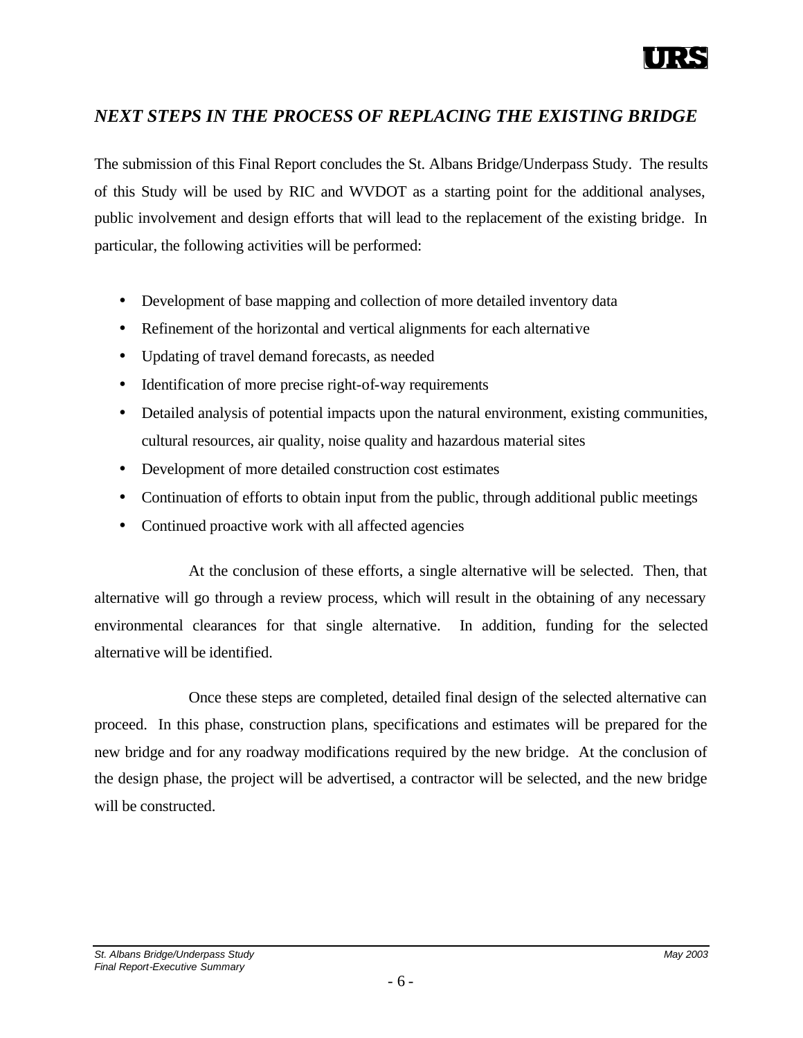## *NEXT STEPS IN THE PROCESS OF REPLACING THE EXISTING BRIDGE*

The submission of this Final Report concludes the St. Albans Bridge/Underpass Study. The results of this Study will be used by RIC and WVDOT as a starting point for the additional analyses, public involvement and design efforts that will lead to the replacement of the existing bridge. In particular, the following activities will be performed:

- Development of base mapping and collection of more detailed inventory data
- Refinement of the horizontal and vertical alignments for each alternative
- Updating of travel demand forecasts, as needed
- Identification of more precise right-of-way requirements
- Detailed analysis of potential impacts upon the natural environment, existing communities, cultural resources, air quality, noise quality and hazardous material sites
- Development of more detailed construction cost estimates
- Continuation of efforts to obtain input from the public, through additional public meetings
- Continued proactive work with all affected agencies

At the conclusion of these efforts, a single alternative will be selected. Then, that alternative will go through a review process, which will result in the obtaining of any necessary environmental clearances for that single alternative. In addition, funding for the selected alternative will be identified.

Once these steps are completed, detailed final design of the selected alternative can proceed. In this phase, construction plans, specifications and estimates will be prepared for the new bridge and for any roadway modifications required by the new bridge. At the conclusion of the design phase, the project will be advertised, a contractor will be selected, and the new bridge will be constructed.